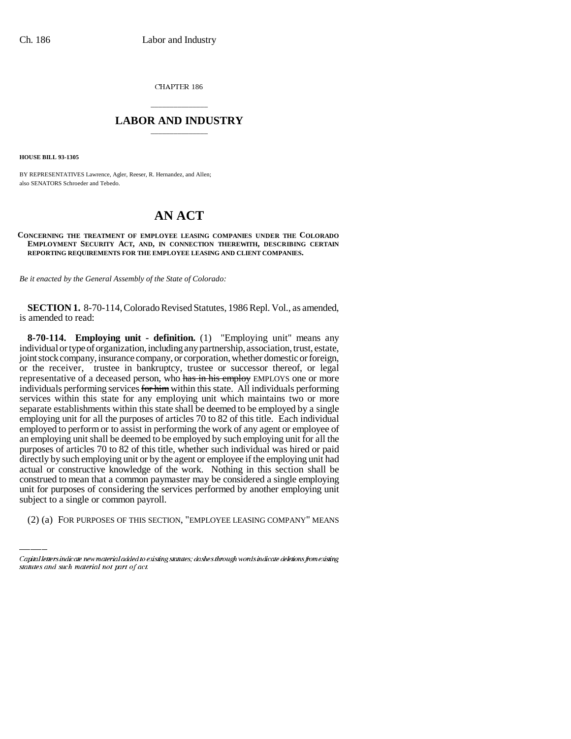CHAPTER 186

# LABOR AND INDUSTRY

**HOUSE BILL 93-1305**

BY REPRESENTATIVES Lawrence, Agler, Reeser, R. Hernandez, and Allen;
also SENATORS Schroeder and Tebedo.

# AN ACT

**CONCERNING THE TREATMENT OF EMPLOYEE LEASING COMPANIES UNDER THE COLORADO EMPLOYMENT SECURITY ACT, AND, IN CONNECTION THEREWITH, DESCRIBING CERTAIN REPORTING REQUIREMENTS FOR THE EMPLOYEE LEASING AND CLIENT COMPANIES.**

*Be it enacted by the General Assembly of the State of Colorado:*

**SECTION 1.** 8-70-114, Colorado Revised Statutes, 1986 Repl. Vol., as amended, is amended to read:

**8-70-114. Employing unit - definition.** (1) "Employing unit" means any individual or type of organization, including any partnership, association, trust, estate, joint stock company, insurance company, or corporation, whether domestic or foreign, or the receiver, trustee in bankruptcy, trustee or successor thereof, or legal representative of a deceased person, who ~~has in his employ~~ EMPLOYS one or more individuals performing services ~~for him~~ within this state. All individuals performing services within this state for any employing unit which maintains two or more separate establishments within this state shall be deemed to be employed by a single employing unit for all the purposes of articles 70 to 82 of this title. Each individual employed to perform or to assist in performing the work of any agent or employee of an employing unit shall be deemed to be employed by such employing unit for all the purposes of articles 70 to 82 of this title, whether such individual was hired or paid directly by such employing unit or by the agent or employee if the employing unit had actual or constructive knowledge of the work. Nothing in this section shall be construed to mean that a common paymaster may be considered a single employing unit for purposes of considering the services performed by another employing unit subject to a single or common payroll.

(2) (a) FOR PURPOSES OF THIS SECTION, "EMPLOYEE LEASING COMPANY" MEANS

Capital letters indicate new material added to existing statutes; dashes through words indicate deletions from existing statutes and such material not part of act.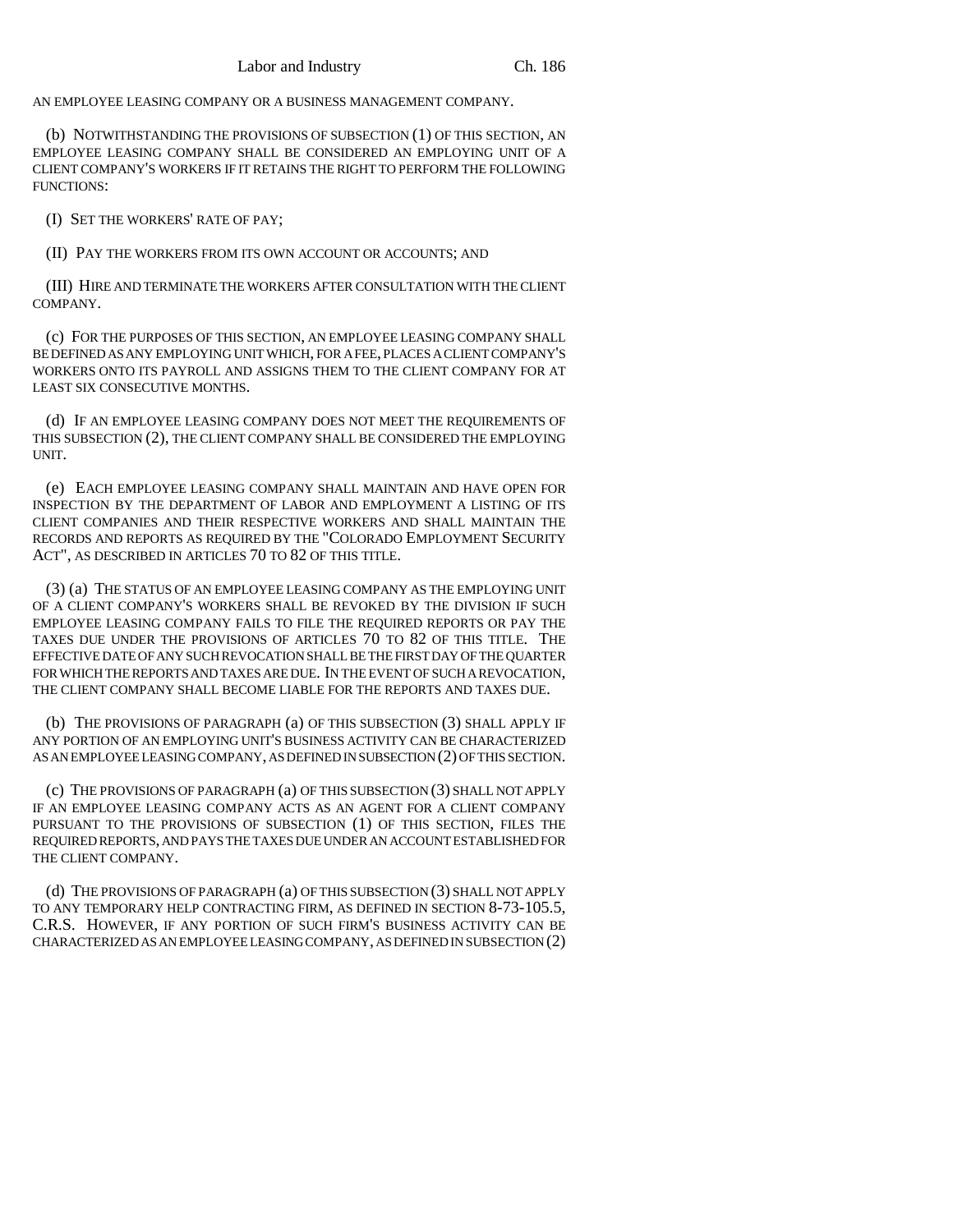AN EMPLOYEE LEASING COMPANY OR A BUSINESS MANAGEMENT COMPANY.

(b) NOTWITHSTANDING THE PROVISIONS OF SUBSECTION (1) OF THIS SECTION, AN EMPLOYEE LEASING COMPANY SHALL BE CONSIDERED AN EMPLOYING UNIT OF A CLIENT COMPANY'S WORKERS IF IT RETAINS THE RIGHT TO PERFORM THE FOLLOWING FUNCTIONS:

(I) SET THE WORKERS' RATE OF PAY;

(II) PAY THE WORKERS FROM ITS OWN ACCOUNT OR ACCOUNTS; AND

(III) HIRE AND TERMINATE THE WORKERS AFTER CONSULTATION WITH THE CLIENT COMPANY.

(c) FOR THE PURPOSES OF THIS SECTION, AN EMPLOYEE LEASING COMPANY SHALL BE DEFINED AS ANY EMPLOYING UNIT WHICH, FOR A FEE, PLACES A CLIENT COMPANY'S WORKERS ONTO ITS PAYROLL AND ASSIGNS THEM TO THE CLIENT COMPANY FOR AT LEAST SIX CONSECUTIVE MONTHS.

(d) IF AN EMPLOYEE LEASING COMPANY DOES NOT MEET THE REQUIREMENTS OF THIS SUBSECTION (2), THE CLIENT COMPANY SHALL BE CONSIDERED THE EMPLOYING UNIT.

(e) EACH EMPLOYEE LEASING COMPANY SHALL MAINTAIN AND HAVE OPEN FOR INSPECTION BY THE DEPARTMENT OF LABOR AND EMPLOYMENT A LISTING OF ITS CLIENT COMPANIES AND THEIR RESPECTIVE WORKERS AND SHALL MAINTAIN THE RECORDS AND REPORTS AS REQUIRED BY THE "COLORADO EMPLOYMENT SECURITY ACT", AS DESCRIBED IN ARTICLES 70 TO 82 OF THIS TITLE.

(3) (a) THE STATUS OF AN EMPLOYEE LEASING COMPANY AS THE EMPLOYING UNIT OF A CLIENT COMPANY'S WORKERS SHALL BE REVOKED BY THE DIVISION IF SUCH EMPLOYEE LEASING COMPANY FAILS TO FILE THE REQUIRED REPORTS OR PAY THE TAXES DUE UNDER THE PROVISIONS OF ARTICLES 70 TO 82 OF THIS TITLE. THE EFFECTIVE DATE OF ANY SUCH REVOCATION SHALL BE THE FIRST DAY OF THE QUARTER FOR WHICH THE REPORTS AND TAXES ARE DUE. IN THE EVENT OF SUCH A REVOCATION, THE CLIENT COMPANY SHALL BECOME LIABLE FOR THE REPORTS AND TAXES DUE.

(b) THE PROVISIONS OF PARAGRAPH (a) OF THIS SUBSECTION (3) SHALL APPLY IF ANY PORTION OF AN EMPLOYING UNIT'S BUSINESS ACTIVITY CAN BE CHARACTERIZED AS AN EMPLOYEE LEASING COMPANY, AS DEFINED IN SUBSECTION (2) OF THIS SECTION.

(c) THE PROVISIONS OF PARAGRAPH (a) OF THIS SUBSECTION (3) SHALL NOT APPLY IF AN EMPLOYEE LEASING COMPANY ACTS AS AN AGENT FOR A CLIENT COMPANY PURSUANT TO THE PROVISIONS OF SUBSECTION (1) OF THIS SECTION, FILES THE REQUIRED REPORTS, AND PAYS THE TAXES DUE UNDER AN ACCOUNT ESTABLISHED FOR THE CLIENT COMPANY.

(d) THE PROVISIONS OF PARAGRAPH (a) OF THIS SUBSECTION (3) SHALL NOT APPLY TO ANY TEMPORARY HELP CONTRACTING FIRM, AS DEFINED IN SECTION 8-73-105.5, C.R.S. HOWEVER, IF ANY PORTION OF SUCH FIRM'S BUSINESS ACTIVITY CAN BE CHARACTERIZED AS AN EMPLOYEE LEASING COMPANY, AS DEFINED IN SUBSECTION (2)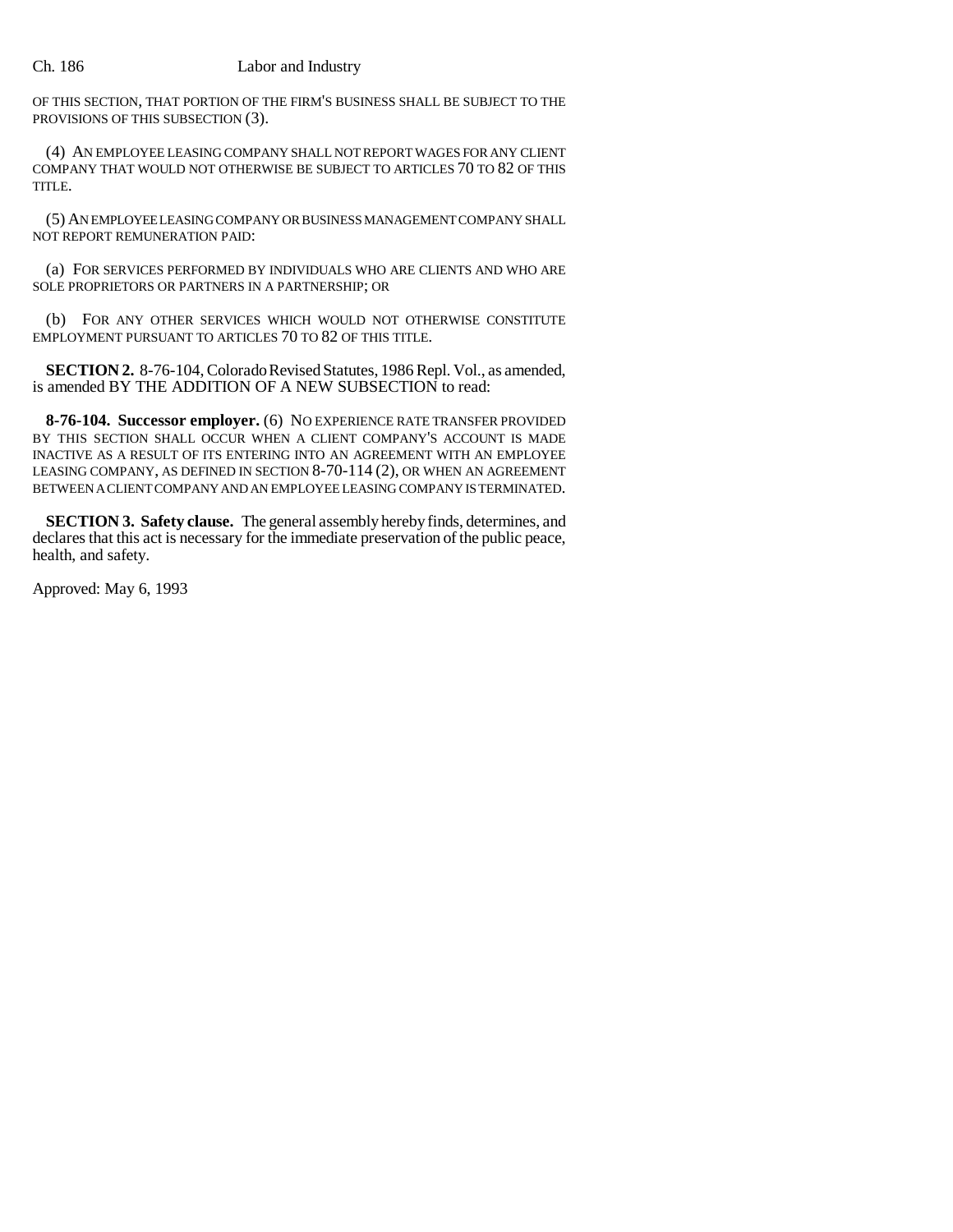OF THIS SECTION, THAT PORTION OF THE FIRM'S BUSINESS SHALL BE SUBJECT TO THE PROVISIONS OF THIS SUBSECTION (3).

(4) AN EMPLOYEE LEASING COMPANY SHALL NOT REPORT WAGES FOR ANY CLIENT COMPANY THAT WOULD NOT OTHERWISE BE SUBJECT TO ARTICLES 70 TO 82 OF THIS TITLE.

(5) AN EMPLOYEE LEASING COMPANY OR BUSINESS MANAGEMENT COMPANY SHALL NOT REPORT REMUNERATION PAID:

(a) FOR SERVICES PERFORMED BY INDIVIDUALS WHO ARE CLIENTS AND WHO ARE SOLE PROPRIETORS OR PARTNERS IN A PARTNERSHIP; OR

(b) FOR ANY OTHER SERVICES WHICH WOULD NOT OTHERWISE CONSTITUTE EMPLOYMENT PURSUANT TO ARTICLES 70 TO 82 OF THIS TITLE.

**SECTION 2.** 8-76-104, Colorado Revised Statutes, 1986 Repl. Vol., as amended, is amended BY THE ADDITION OF A NEW SUBSECTION to read:

**8-76-104. Successor employer.** (6) NO EXPERIENCE RATE TRANSFER PROVIDED BY THIS SECTION SHALL OCCUR WHEN A CLIENT COMPANY'S ACCOUNT IS MADE INACTIVE AS A RESULT OF ITS ENTERING INTO AN AGREEMENT WITH AN EMPLOYEE LEASING COMPANY, AS DEFINED IN SECTION 8-70-114 (2), OR WHEN AN AGREEMENT BETWEEN A CLIENT COMPANY AND AN EMPLOYEE LEASING COMPANY IS TERMINATED.

**SECTION 3. Safety clause.** The general assembly hereby finds, determines, and declares that this act is necessary for the immediate preservation of the public peace, health, and safety.

Approved: May 6, 1993